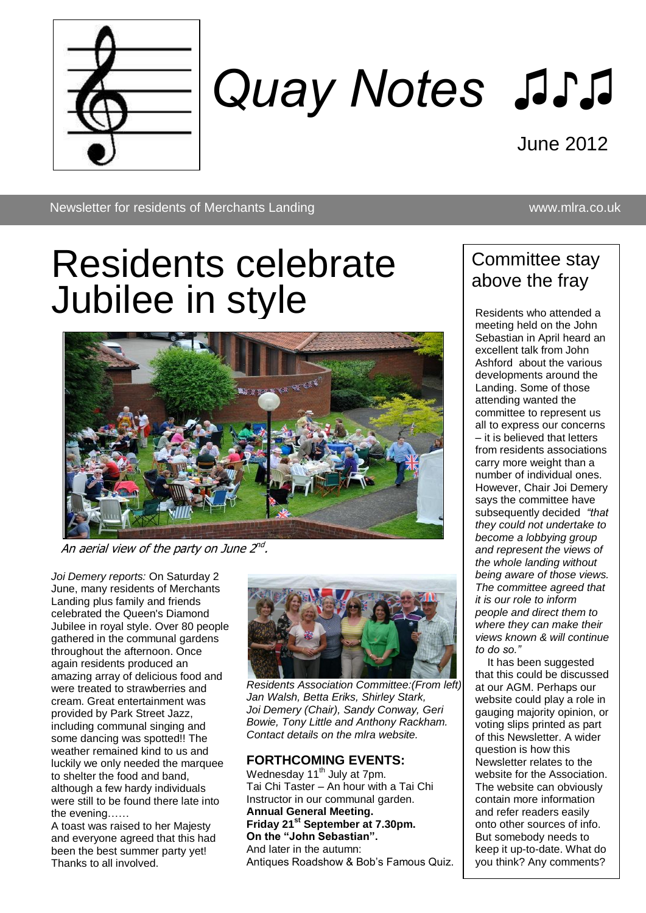# Quay Notes ♫♪♫

June 2012

Newsletter for residents of Merchants Landing www.mlra.co.uk

# Residents celebrate Jubilee in style

*An aerial view of the party on June 2nd.*

*Joi Demery reports:* On Saturday 2 June, many residents of Merchants Landing plus family and friends celebrated the Queen's Diamond Jubilee in royal style. Over 80 people gathered in the communal gardens throughout the afternoon. Once again residents produced an amazing array of delicious food and were treated to strawberries and cream. Great entertainment was provided by Park Street Jazz, including communal singing and some dancing was spotted!! The weather remained kind to us and luckily we only needed the marquee to shelter the food and band, although a few hardy individuals were still to be found there late into the evening……

A toast was raised to her Majesty and everyone agreed that this had been the best summer party yet! Thanks to all involved.

*Residents Association Committee:(From left) Jan Walsh, Betta Eriks, Shirley Stark, Joi Demery (Chair), Sandy Conway, Geri Bowie, Tony Little and Anthony Rackham. Contact details on the mlra website.*

## FORTHCOMING EVENTS:

Wednesday 11th July at 7pm.
Tai Chi Taster – An hour with a Tai Chi Instructor in our communal garden.
**Annual General Meeting.**
**Friday 21st September at 7.30pm.**
**On the "John Sebastian".**
And later in the autumn:
Antiques Roadshow & Bob's Famous Quiz.

## Committee stay above the fray

Residents who attended a meeting held on the John Sebastian in April heard an excellent talk from John Ashford about the various developments around the Landing. Some of those attending wanted the committee to represent us all to express our concerns – it is believed that letters from residents associations carry more weight than a number of individual ones. However, Chair Joi Demery says the committee have subsequently decided *"that they could not undertake to become a lobbying group and represent the views of the whole landing without being aware of those views. The committee agreed that it is our role to inform people and direct them to where they can make their views known & will continue to do so."*

It has been suggested that this could be discussed at our AGM. Perhaps our website could play a role in gauging majority opinion, or voting slips printed as part of this Newsletter. A wider question is how this Newsletter relates to the website for the Association. The website can obviously contain more information and refer readers easily onto other sources of info. But somebody needs to keep it up-to-date. What do you think? Any comments?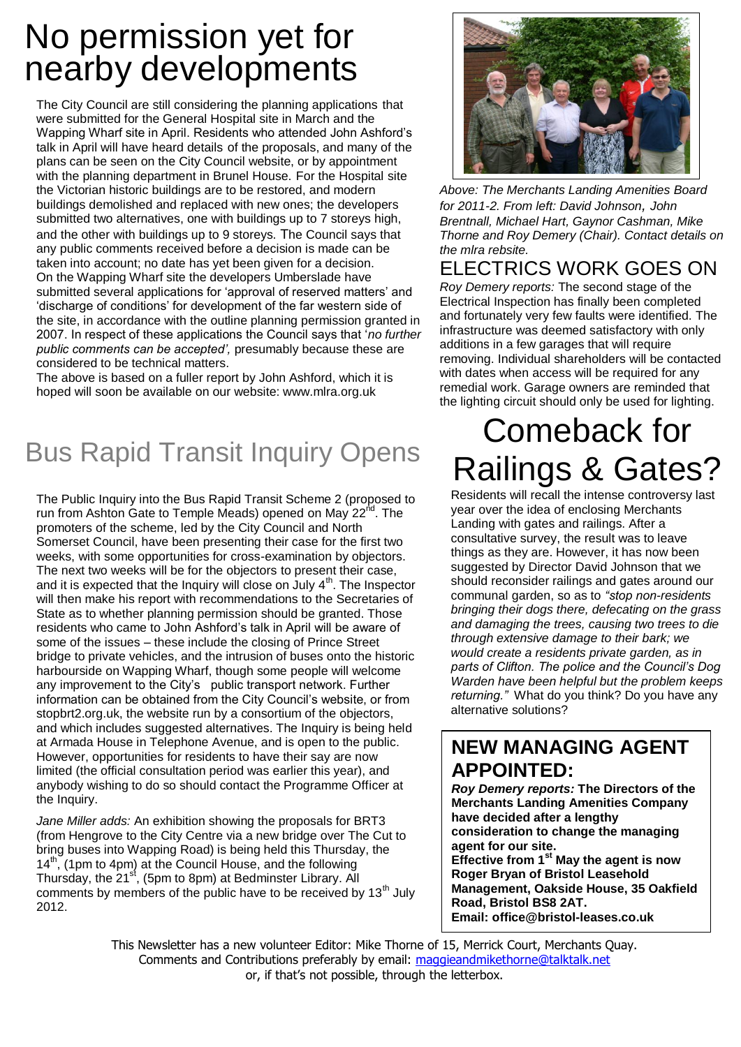# No permission yet for nearby developments

The City Council are still considering the planning applications that were submitted for the General Hospital site in March and the Wapping Wharf site in April. Residents who attended John Ashford's talk in April will have heard details of the proposals, and many of the plans can be seen on the City Council website, or by appointment with the planning department in Brunel House. For the Hospital site the Victorian historic buildings are to be restored, and modern buildings demolished and replaced with new ones; the developers submitted two alternatives, one with buildings up to 7 storeys high, and the other with buildings up to 9 storeys. The Council says that any public comments received before a decision is made can be taken into account; no date has yet been given for a decision.

On the Wapping Wharf site the developers Umberslade have submitted several applications for 'approval of reserved matters' and 'discharge of conditions' for development of the far western side of the site, in accordance with the outline planning permission granted in 2007. In respect of these applications the Council says that '*no further public comments can be accepted',* presumably because these are considered to be technical matters.

The above is based on a fuller report by John Ashford, which it is hoped will soon be available on our website: www.mlra.org.uk

## Bus Rapid Transit Inquiry Opens

The Public Inquiry into the Bus Rapid Transit Scheme 2 (proposed to run from Ashton Gate to Temple Meads) opened on May 22nd. The promoters of the scheme, led by the City Council and North Somerset Council, have been presenting their case for the first two weeks, with some opportunities for cross-examination by objectors. The next two weeks will be for the objectors to present their case, and it is expected that the Inquiry will close on July 4th. The Inspector will then make his report with recommendations to the Secretaries of State as to whether planning permission should be granted. Those residents who came to John Ashford's talk in April will be aware of some of the issues – these include the closing of Prince Street bridge to private vehicles, and the intrusion of buses onto the historic harbourside on Wapping Wharf, though some people will welcome any improvement to the City's public transport network. Further information can be obtained from the City Council's website, or from stopbrt2.org.uk, the website run by a consortium of the objectors, and which includes suggested alternatives. The Inquiry is being held at Armada House in Telephone Avenue, and is open to the public. However, opportunities for residents to have their say are now limited (the official consultation period was earlier this year), and anybody wishing to do so should contact the Programme Officer at the Inquiry.

*Jane Miller adds:* An exhibition showing the proposals for BRT3 (from Hengrove to the City Centre via a new bridge over The Cut to bring buses into Wapping Road) is being held this Thursday, the 14th, (1pm to 4pm) at the Council House, and the following Thursday, the 21st, (5pm to 8pm) at Bedminster Library. All comments by members of the public have to be received by 13th July 2012.

*Above: The Merchants Landing Amenities Board for 2011-2. From left: David Johnson, John Brentnall, Michael Hart, Gaynor Cashman, Mike Thorne and Roy Demery (Chair). Contact details on the mlra rebsite.*

## ELECTRICS WORK GOES ON

*Roy Demery reports:* The second stage of the Electrical Inspection has finally been completed and fortunately very few faults were identified. The infrastructure was deemed satisfactory with only additions in a few garages that will require removing. Individual shareholders will be contacted with dates when access will be required for any remedial work. Garage owners are reminded that the lighting circuit should only be used for lighting.

# Comeback for Railings & Gates?

Residents will recall the intense controversy last year over the idea of enclosing Merchants Landing with gates and railings. After a consultative survey, the result was to leave things as they are. However, it has now been suggested by Director David Johnson that we should reconsider railings and gates around our communal garden, so as to *"stop non-residents bringing their dogs there, defecating on the grass and damaging the trees, causing two trees to die through extensive damage to their bark; we would create a residents private garden, as in parts of Clifton. The police and the Council's Dog Warden have been helpful but the problem keeps returning."* What do you think? Do you have any alternative solutions?

## NEW MANAGING AGENT APPOINTED:

***Roy Demery reports:*** **The Directors of the Merchants Landing Amenities Company have decided after a lengthy consideration to change the managing agent for our site.**
**Effective from 1st May the agent is now Roger Bryan of Bristol Leasehold Management, Oakside House, 35 Oakfield Road, Bristol BS8 2AT.**
**Email: office@bristol-leases.co.uk**

This Newsletter has a new volunteer Editor: Mike Thorne of 15, Merrick Court, Merchants Quay. Comments and Contributions preferably by email: maggieandmikethorne@talktalk.net or, if that's not possible, through the letterbox.